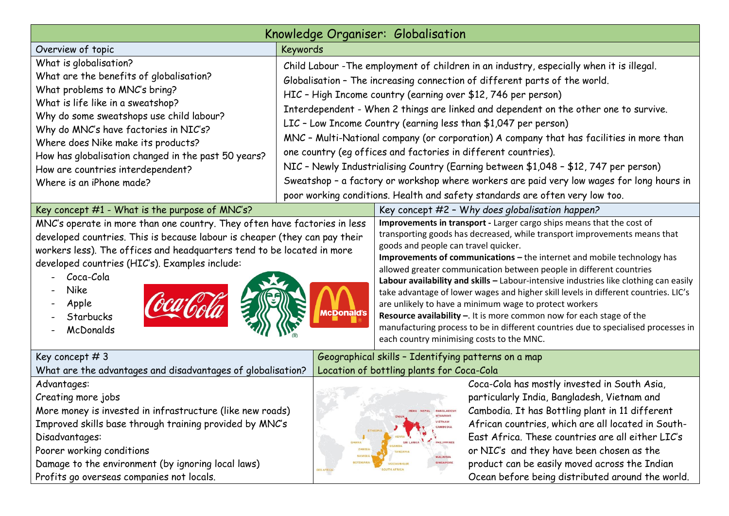# Knowledge Organiser: Globalisation

## Overview of topic

What is globalisation?
What are the benefits of globalisation?
What problems to MNC's bring?
What is life like in a sweatshop?
Why do some sweatshops use child labour?
Why do MNC's have factories in NIC's?
Where does Nike make its products?
How has globalisation changed in the past 50 years?
How are countries interdependent?
Where is an iPhone made?

## Keywords

Child Labour -The employment of children in an industry, especially when it is illegal.
Globalisation – The increasing connection of different parts of the world.
HIC – High Income country (earning over $12, 746 per person)
Interdependent - When 2 things are linked and dependent on the other one to survive.
LIC – Low Income Country (earning less than $1,047 per person)
MNC – Multi-National company (or corporation) A company that has facilities in more than one country (eg offices and factories in different countries).
NIC – Newly Industrialising Country (Earning between $1,048 – $12, 747 per person)
Sweatshop – a factory or workshop where workers are paid very low wages for long hours in poor working conditions. Health and safety standards are often very low too.

## Key concept #1 - What is the purpose of MNC's?

MNC's operate in more than one country. They often have factories in less developed countries. This is because labour is cheaper (they can pay their workers less). The offices and headquarters tend to be located in more developed countries (HIC's). Examples include:

- Coca-Cola
- Nike
- Apple
- Starbucks
- McDonalds

## Key concept #2 – *Why does globalisation happen?*

**Improvements in transport -** Larger cargo ships means that the cost of transporting goods has decreased, while transport improvements means that goods and people can travel quicker.
**Improvements of communications –** the internet and mobile technology has allowed greater communication between people in different countries
**Labour availability and skills –** Labour-intensive industries like clothing can easily take advantage of lower wages and higher skill levels in different countries. LIC's are unlikely to have a minimum wage to protect workers
**Resource availability –**. It is more common now for each stage of the manufacturing process to be in different countries due to specialised processes in each country minimising costs to the MNC.

## Key concept # 3
## What are the advantages and disadvantages of globalisation?

Advantages:
Creating more jobs
More money is invested in infrastructure (like new roads)
Improved skills base through training provided by MNC's
Disadvantages:
Poorer working conditions
Damage to the environment (by ignoring local laws)
Profits go overseas companies not locals.

## Geographical skills – Identifying patterns on a map
## Location of bottling plants for Coca-Cola

Coca-Cola has mostly invested in South Asia, particularly India, Bangladesh, Vietnam and Cambodia. It has Bottling plant in 11 different African countries, which are all located in South-East Africa. These countries are all either LIC's or NIC's and they have been chosen as the product can be easily moved across the Indian Ocean before being distributed around the world.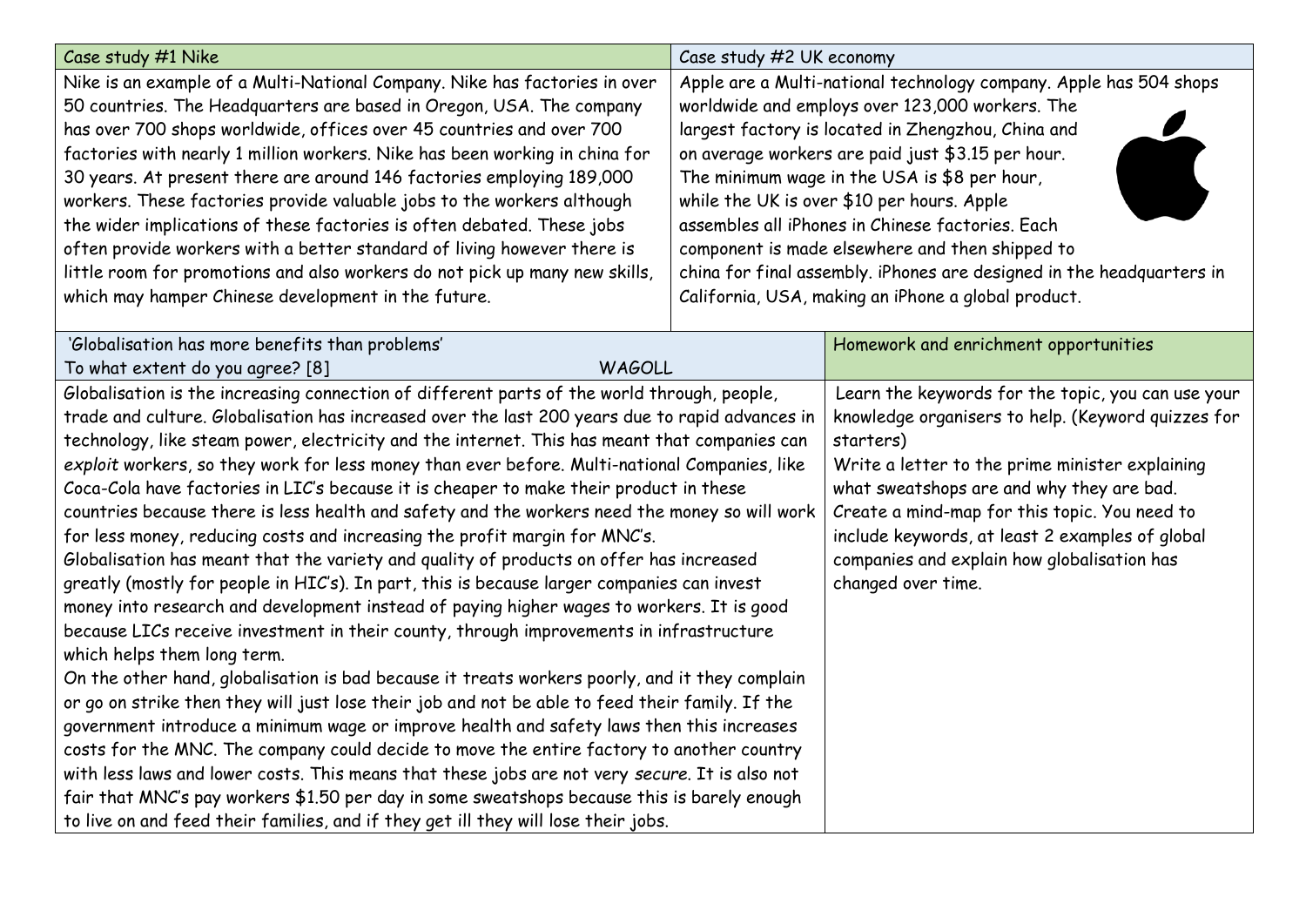## Case study #1 Nike

Nike is an example of a Multi-National Company. Nike has factories in over 50 countries. The Headquarters are based in Oregon, USA. The company has over 700 shops worldwide, offices over 45 countries and over 700 factories with nearly 1 million workers. Nike has been working in china for 30 years. At present there are around 146 factories employing 189,000 workers. These factories provide valuable jobs to the workers although the wider implications of these factories is often debated. These jobs often provide workers with a better standard of living however there is little room for promotions and also workers do not pick up many new skills, which may hamper Chinese development in the future.

## Case study #2 UK economy

Apple are a Multi-national technology company. Apple has 504 shops worldwide and employs over 123,000 workers. The largest factory is located in Zhengzhou, China and on average workers are paid just $3.15 per hour. The minimum wage in the USA is $8 per hour, while the UK is over $10 per hours. Apple assembles all iPhones in Chinese factories. Each component is made elsewhere and then shipped to china for final assembly. iPhones are designed in the headquarters in California, USA, making an iPhone a global product.

## 'Globalisation has more benefits than problems' To what extent do you agree? [8]

WAGOLL

Globalisation is the increasing connection of different parts of the world through, people, trade and culture. Globalisation has increased over the last 200 years due to rapid advances in technology, like steam power, electricity and the internet. This has meant that companies can *exploit* workers, so they work for less money than ever before. Multi-national Companies, like Coca-Cola have factories in LIC's because it is cheaper to make their product in these countries because there is less health and safety and the workers need the money so will work for less money, reducing costs and increasing the profit margin for MNC's.

Globalisation has meant that the variety and quality of products on offer has increased greatly (mostly for people in HIC's). In part, this is because larger companies can invest money into research and development instead of paying higher wages to workers. It is good because LICs receive investment in their county, through improvements in infrastructure which helps them long term.

On the other hand, globalisation is bad because it treats workers poorly, and it they complain or go on strike then they will just lose their job and not be able to feed their family. If the government introduce a minimum wage or improve health and safety laws then this increases costs for the MNC. The company could decide to move the entire factory to another country with less laws and lower costs. This means that these jobs are not very *secure*. It is also not fair that MNC's pay workers $1.50 per day in some sweatshops because this is barely enough to live on and feed their families, and if they get ill they will lose their jobs.

## Homework and enrichment opportunities

Learn the keywords for the topic, you can use your knowledge organisers to help. (Keyword quizzes for starters)

Write a letter to the prime minister explaining what sweatshops are and why they are bad.

Create a mind-map for this topic. You need to include keywords, at least 2 examples of global companies and explain how globalisation has changed over time.